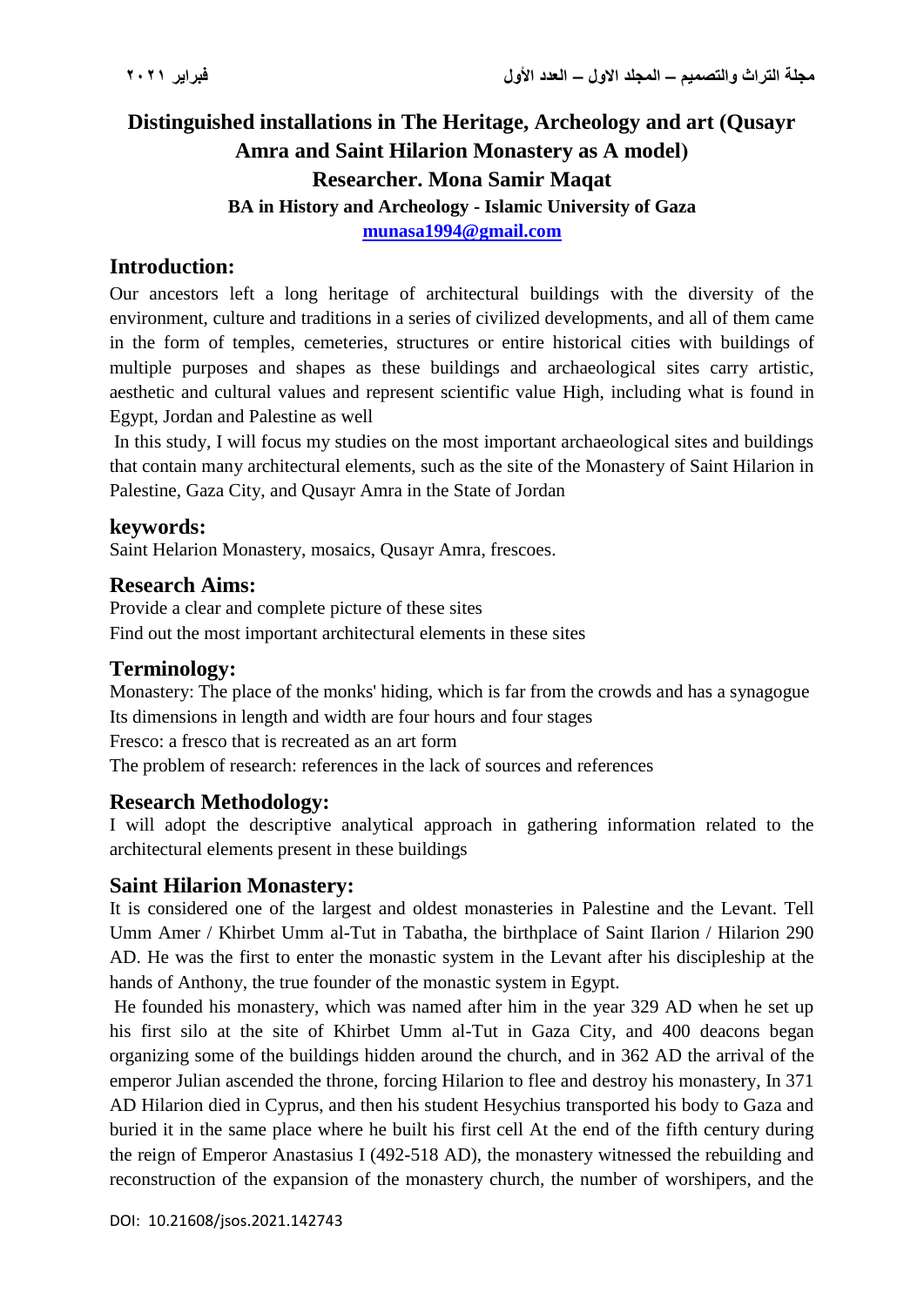# Distinguished installations in The Heritage, Archeology and art (Qusayr Amra and Saint Hilarion Monastery as A model)

**Researcher. Mona Samir Maqat**

**BA in History and Archeology - Islamic University of Gaza**

**munasa1994@gmail.com**

## Introduction:

Our ancestors left a long heritage of architectural buildings with the diversity of the environment, culture and traditions in a series of civilized developments, and all of them came in the form of temples, cemeteries, structures or entire historical cities with buildings of multiple purposes and shapes as these buildings and archaeological sites carry artistic, aesthetic and cultural values and represent scientific value High, including what is found in Egypt, Jordan and Palestine as well

In this study, I will focus my studies on the most important archaeological sites and buildings that contain many architectural elements, such as the site of the Monastery of Saint Hilarion in Palestine, Gaza City, and Qusayr Amra in the State of Jordan

## keywords:

Saint Helarion Monastery, mosaics, Qusayr Amra, frescoes.

## Research Aims:

Provide a clear and complete picture of these sites

Find out the most important architectural elements in these sites

## Terminology:

Monastery: The place of the monks' hiding, which is far from the crowds and has a synagogue

Its dimensions in length and width are four hours and four stages

Fresco: a fresco that is recreated as an art form

The problem of research: references in the lack of sources and references

## Research Methodology:

I will adopt the descriptive analytical approach in gathering information related to the architectural elements present in these buildings

## Saint Hilarion Monastery:

It is considered one of the largest and oldest monasteries in Palestine and the Levant. Tell Umm Amer / Khirbet Umm al-Tut in Tabatha, the birthplace of Saint Ilarion / Hilarion 290 AD. He was the first to enter the monastic system in the Levant after his discipleship at the hands of Anthony, the true founder of the monastic system in Egypt.

He founded his monastery, which was named after him in the year 329 AD when he set up his first silo at the site of Khirbet Umm al-Tut in Gaza City, and 400 deacons began organizing some of the buildings hidden around the church, and in 362 AD the arrival of the emperor Julian ascended the throne, forcing Hilarion to flee and destroy his monastery, In 371 AD Hilarion died in Cyprus, and then his student Hesychius transported his body to Gaza and buried it in the same place where he built his first cell At the end of the fifth century during the reign of Emperor Anastasius I (492-518 AD), the monastery witnessed the rebuilding and reconstruction of the expansion of the monastery church, the number of worshipers, and the

DOI: 10.21608/jsos.2021.142743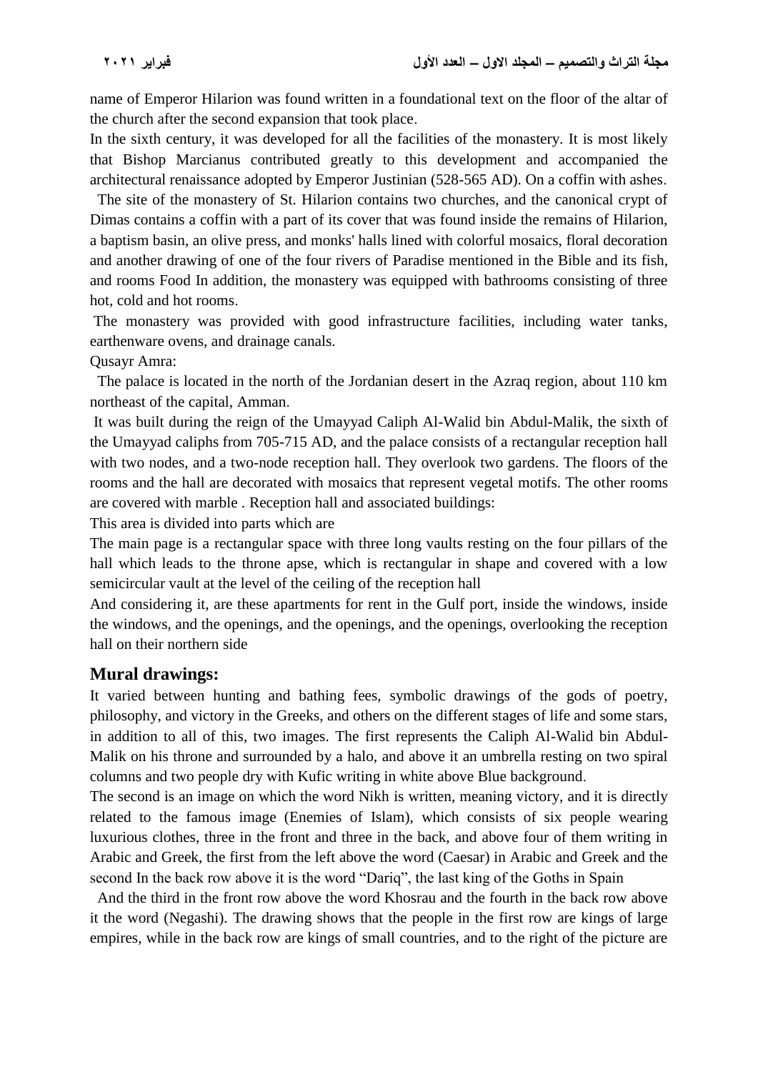name of Emperor Hilarion was found written in a foundational text on the floor of the altar of the church after the second expansion that took place.

In the sixth century, it was developed for all the facilities of the monastery. It is most likely that Bishop Marcianus contributed greatly to this development and accompanied the architectural renaissance adopted by Emperor Justinian (528-565 AD). On a coffin with ashes.

The site of the monastery of St. Hilarion contains two churches, and the canonical crypt of Dimas contains a coffin with a part of its cover that was found inside the remains of Hilarion, a baptism basin, an olive press, and monks' halls lined with colorful mosaics, floral decoration and another drawing of one of the four rivers of Paradise mentioned in the Bible and its fish, and rooms Food In addition, the monastery was equipped with bathrooms consisting of three hot, cold and hot rooms.

The monastery was provided with good infrastructure facilities, including water tanks, earthenware ovens, and drainage canals.

Qusayr Amra:

The palace is located in the north of the Jordanian desert in the Azraq region, about 110 km northeast of the capital, Amman.

It was built during the reign of the Umayyad Caliph Al-Walid bin Abdul-Malik, the sixth of the Umayyad caliphs from 705-715 AD, and the palace consists of a rectangular reception hall with two nodes, and a two-node reception hall. They overlook two gardens. The floors of the rooms and the hall are decorated with mosaics that represent vegetal motifs. The other rooms are covered with marble . Reception hall and associated buildings:

This area is divided into parts which are

The main page is a rectangular space with three long vaults resting on the four pillars of the hall which leads to the throne apse, which is rectangular in shape and covered with a low semicircular vault at the level of the ceiling of the reception hall

And considering it, are these apartments for rent in the Gulf port, inside the windows, inside the windows, and the openings, and the openings, and the openings, overlooking the reception hall on their northern side

## Mural drawings:

It varied between hunting and bathing fees, symbolic drawings of the gods of poetry, philosophy, and victory in the Greeks, and others on the different stages of life and some stars, in addition to all of this, two images. The first represents the Caliph Al-Walid bin Abdul-Malik on his throne and surrounded by a halo, and above it an umbrella resting on two spiral columns and two people dry with Kufic writing in white above Blue background.

The second is an image on which the word Nikh is written, meaning victory, and it is directly related to the famous image (Enemies of Islam), which consists of six people wearing luxurious clothes, three in the front and three in the back, and above four of them writing in Arabic and Greek, the first from the left above the word (Caesar) in Arabic and Greek and the second In the back row above it is the word "Dariq", the last king of the Goths in Spain

And the third in the front row above the word Khosrau and the fourth in the back row above it the word (Negashi). The drawing shows that the people in the first row are kings of large empires, while in the back row are kings of small countries, and to the right of the picture are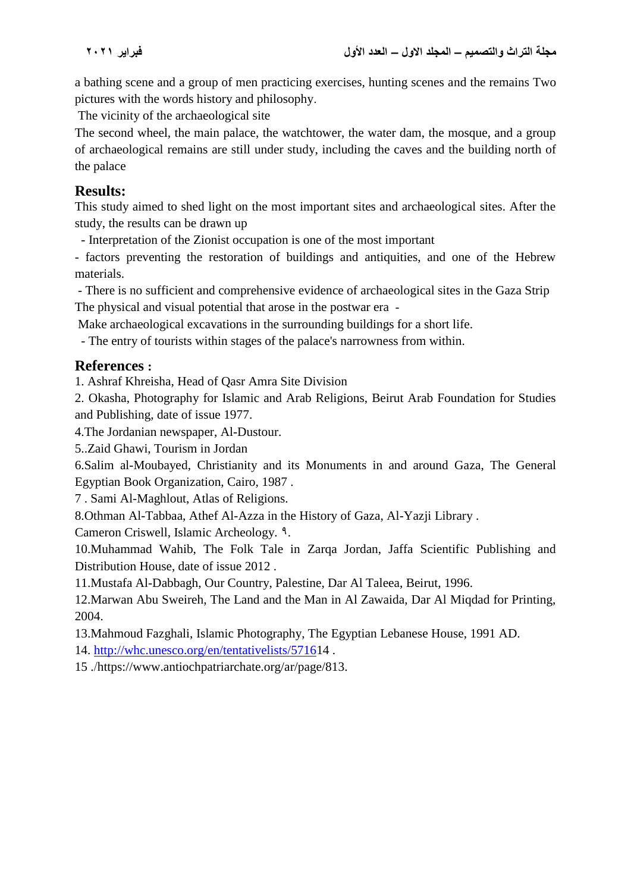a bathing scene and a group of men practicing exercises, hunting scenes and the remains Two pictures with the words history and philosophy.

The vicinity of the archaeological site

The second wheel, the main palace, the watchtower, the water dam, the mosque, and a group of archaeological remains are still under study, including the caves and the building north of the palace

## Results:

This study aimed to shed light on the most important sites and archaeological sites. After the study, the results can be drawn up

- Interpretation of the Zionist occupation is one of the most important
- factors preventing the restoration of buildings and antiquities, and one of the Hebrew materials.
- There is no sufficient and comprehensive evidence of archaeological sites in the Gaza Strip

The physical and visual potential that arose in the postwar era -

Make archaeological excavations in the surrounding buildings for a short life.

- The entry of tourists within stages of the palace's narrowness from within.

## References :

1. Ashraf Khreisha, Head of Qasr Amra Site Division

2. Okasha, Photography for Islamic and Arab Religions, Beirut Arab Foundation for Studies and Publishing, date of issue 1977.

4.The Jordanian newspaper, Al-Dustour.

5..Zaid Ghawi, Tourism in Jordan

6.Salim al-Moubayed, Christianity and its Monuments in and around Gaza, The General Egyptian Book Organization, Cairo, 1987 .

7 . Sami Al-Maghlout, Atlas of Religions.

8.Othman Al-Tabbaa, Athef Al-Azza in the History of Gaza, Al-Yazji Library .

Cameron Criswell, Islamic Archeology. ٩.

10.Muhammad Wahib, The Folk Tale in Zarqa Jordan, Jaffa Scientific Publishing and Distribution House, date of issue 2012 .

11.Mustafa Al-Dabbagh, Our Country, Palestine, Dar Al Taleea, Beirut, 1996.

12.Marwan Abu Sweireh, The Land and the Man in Al Zawaida, Dar Al Miqdad for Printing, 2004.

13.Mahmoud Fazghali, Islamic Photography, The Egyptian Lebanese House, 1991 AD.

14. http://whc.unesco.org/en/tentativelists/5716 14 .

15 ./https://www.antiochpatriarchate.org/ar/page/813.